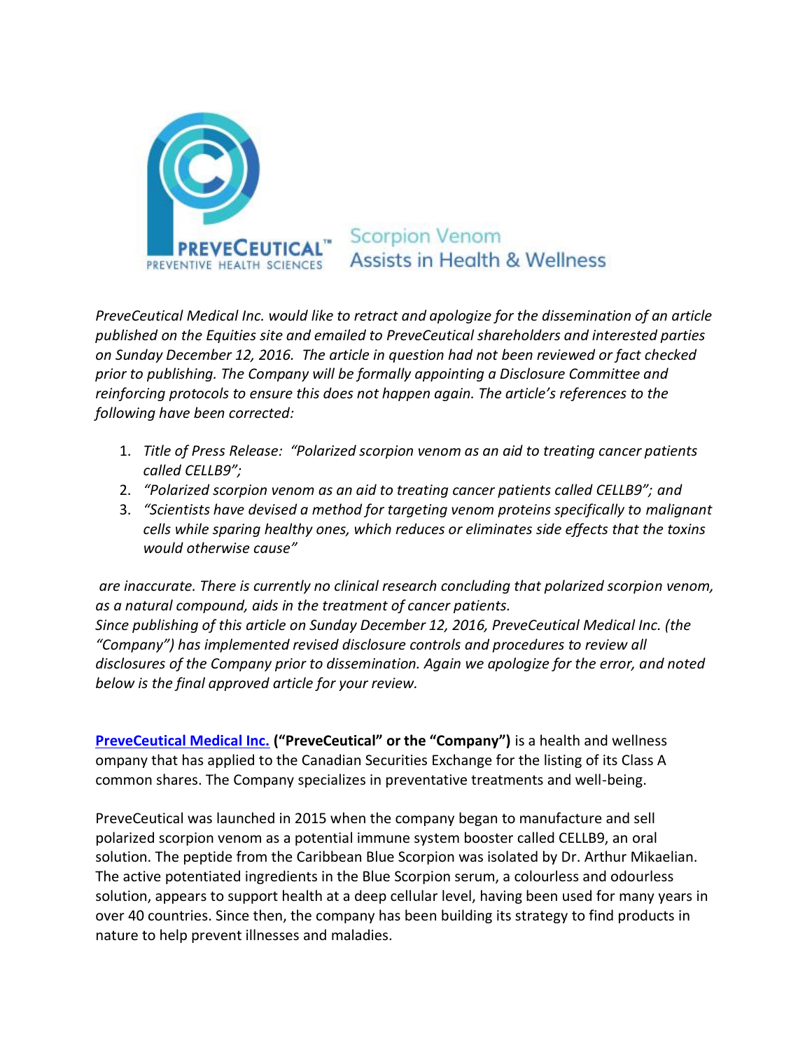PREVECEUTICAL™ PREVENTIVE HEALTH SCIENCES

Scorpion Venom Assists in Health & Wellness

*PreveCeutical Medical Inc. would like to retract and apologize for the dissemination of an article published on the Equities site and emailed to PreveCeutical shareholders and interested parties on Sunday December 12, 2016. The article in question had not been reviewed or fact checked prior to publishing. The Company will be formally appointing a Disclosure Committee and reinforcing protocols to ensure this does not happen again. The article's references to the following have been corrected:*

1. *Title of Press Release: "Polarized scorpion venom as an aid to treating cancer patients called CELLB9";*
2. *"Polarized scorpion venom as an aid to treating cancer patients called CELLB9"; and*
3. *"Scientists have devised a method for targeting venom proteins specifically to malignant cells while sparing healthy ones, which reduces or eliminates side effects that the toxins would otherwise cause"*

*are inaccurate. There is currently no clinical research concluding that polarized scorpion venom, as a natural compound, aids in the treatment of cancer patients.*
*Since publishing of this article on Sunday December 12, 2016, PreveCeutical Medical Inc. (the "Company") has implemented revised disclosure controls and procedures to review all disclosures of the Company prior to dissemination. Again we apologize for the error, and noted below is the final approved article for your review.*

**PreveCeutical Medical Inc. ("PreveCeutical" or the "Company")** is a health and wellness ompany that has applied to the Canadian Securities Exchange for the listing of its Class A common shares. The Company specializes in preventative treatments and well-being.

PreveCeutical was launched in 2015 when the company began to manufacture and sell polarized scorpion venom as a potential immune system booster called CELLB9, an oral solution. The peptide from the Caribbean Blue Scorpion was isolated by Dr. Arthur Mikaelian. The active potentiated ingredients in the Blue Scorpion serum, a colourless and odourless solution, appears to support health at a deep cellular level, having been used for many years in over 40 countries. Since then, the company has been building its strategy to find products in nature to help prevent illnesses and maladies.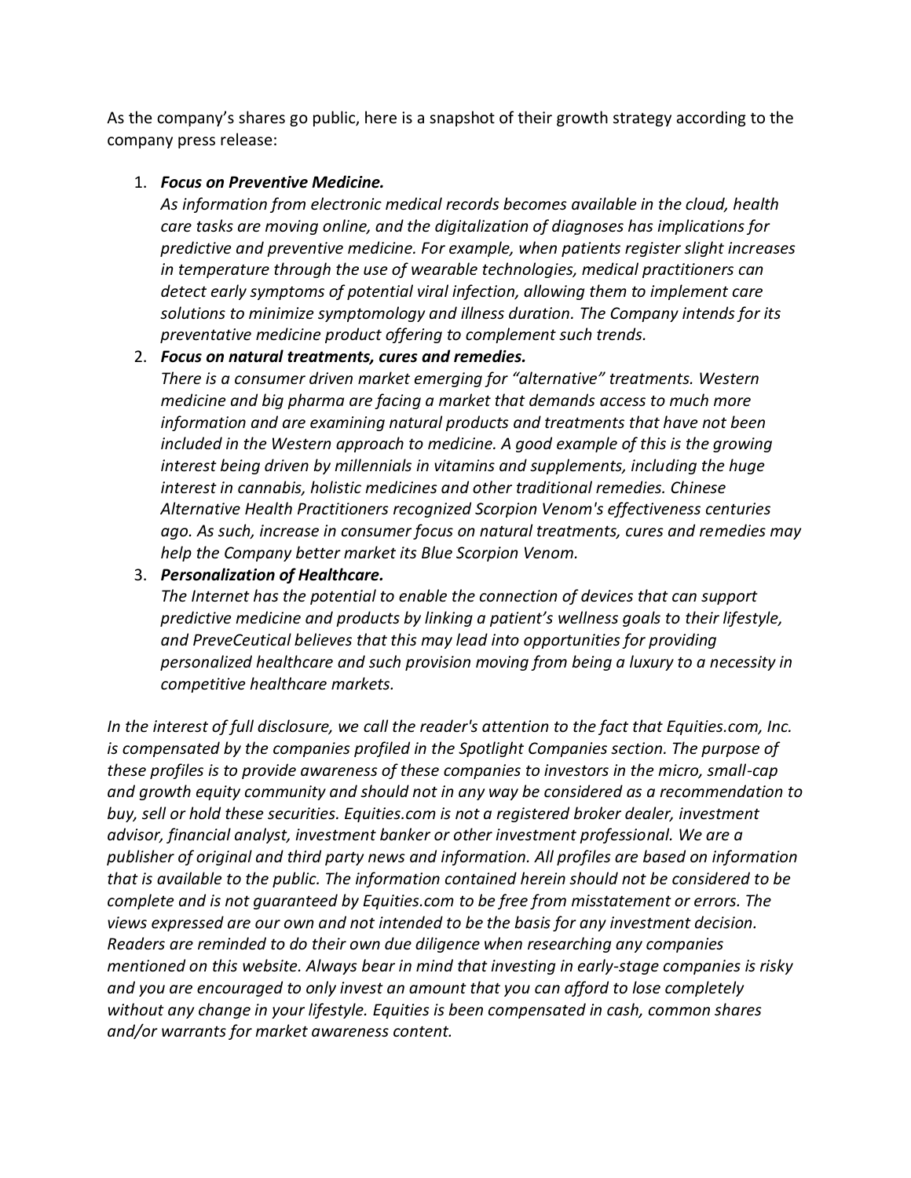As the company's shares go public, here is a snapshot of their growth strategy according to the company press release:

1. ***Focus on Preventive Medicine.***
   *As information from electronic medical records becomes available in the cloud, health care tasks are moving online, and the digitalization of diagnoses has implications for predictive and preventive medicine. For example, when patients register slight increases in temperature through the use of wearable technologies, medical practitioners can detect early symptoms of potential viral infection, allowing them to implement care solutions to minimize symptomology and illness duration. The Company intends for its preventative medicine product offering to complement such trends.*
2. ***Focus on natural treatments, cures and remedies.***
   *There is a consumer driven market emerging for "alternative" treatments. Western medicine and big pharma are facing a market that demands access to much more information and are examining natural products and treatments that have not been included in the Western approach to medicine. A good example of this is the growing interest being driven by millennials in vitamins and supplements, including the huge interest in cannabis, holistic medicines and other traditional remedies. Chinese Alternative Health Practitioners recognized Scorpion Venom's effectiveness centuries ago. As such, increase in consumer focus on natural treatments, cures and remedies may help the Company better market its Blue Scorpion Venom.*
3. ***Personalization of Healthcare.***
   *The Internet has the potential to enable the connection of devices that can support predictive medicine and products by linking a patient's wellness goals to their lifestyle, and PreveCeutical believes that this may lead into opportunities for providing personalized healthcare and such provision moving from being a luxury to a necessity in competitive healthcare markets.*

*In the interest of full disclosure, we call the reader's attention to the fact that Equities.com, Inc. is compensated by the companies profiled in the Spotlight Companies section. The purpose of these profiles is to provide awareness of these companies to investors in the micro, small-cap and growth equity community and should not in any way be considered as a recommendation to buy, sell or hold these securities. Equities.com is not a registered broker dealer, investment advisor, financial analyst, investment banker or other investment professional. We are a publisher of original and third party news and information. All profiles are based on information that is available to the public. The information contained herein should not be considered to be complete and is not guaranteed by Equities.com to be free from misstatement or errors. The views expressed are our own and not intended to be the basis for any investment decision. Readers are reminded to do their own due diligence when researching any companies mentioned on this website. Always bear in mind that investing in early-stage companies is risky and you are encouraged to only invest an amount that you can afford to lose completely without any change in your lifestyle. Equities is been compensated in cash, common shares and/or warrants for market awareness content.*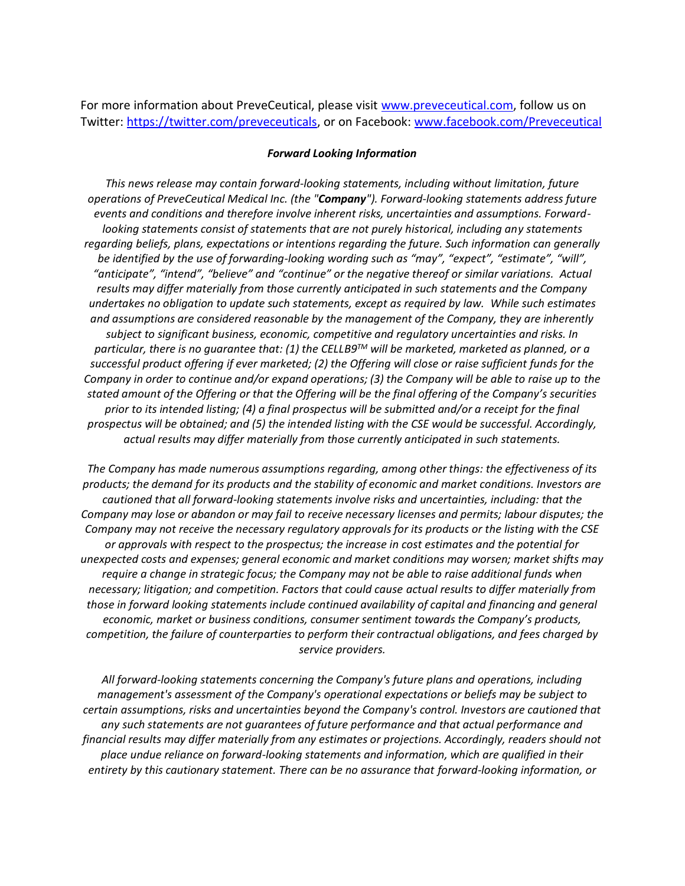For more information about PreveCeutical, please visit [www.preveceutical.com](http://www.preveceutical.com), follow us on Twitter: [https://twitter.com/preveceuticals](https://twitter.com/preveceuticals), or on Facebook: [www.facebook.com/Preveceutical](http://www.facebook.com/Preveceutical)

***Forward Looking Information***

*This news release may contain forward-looking statements, including without limitation, future operations of PreveCeutical Medical Inc. (the "**Company**"). Forward-looking statements address future events and conditions and therefore involve inherent risks, uncertainties and assumptions. Forward-looking statements consist of statements that are not purely historical, including any statements regarding beliefs, plans, expectations or intentions regarding the future. Such information can generally be identified by the use of forwarding-looking wording such as "may", "expect", "estimate", "will", "anticipate", "intend", "believe" and "continue" or the negative thereof or similar variations. Actual results may differ materially from those currently anticipated in such statements and the Company undertakes no obligation to update such statements, except as required by law. While such estimates and assumptions are considered reasonable by the management of the Company, they are inherently subject to significant business, economic, competitive and regulatory uncertainties and risks. In particular, there is no guarantee that: (1) the CELLB9™ will be marketed, marketed as planned, or a successful product offering if ever marketed; (2) the Offering will close or raise sufficient funds for the Company in order to continue and/or expand operations; (3) the Company will be able to raise up to the stated amount of the Offering or that the Offering will be the final offering of the Company's securities prior to its intended listing; (4) a final prospectus will be submitted and/or a receipt for the final prospectus will be obtained; and (5) the intended listing with the CSE would be successful. Accordingly, actual results may differ materially from those currently anticipated in such statements.*

*The Company has made numerous assumptions regarding, among other things: the effectiveness of its products; the demand for its products and the stability of economic and market conditions. Investors are cautioned that all forward-looking statements involve risks and uncertainties, including: that the Company may lose or abandon or may fail to receive necessary licenses and permits; labour disputes; the Company may not receive the necessary regulatory approvals for its products or the listing with the CSE or approvals with respect to the prospectus; the increase in cost estimates and the potential for unexpected costs and expenses; general economic and market conditions may worsen; market shifts may require a change in strategic focus; the Company may not be able to raise additional funds when necessary; litigation; and competition. Factors that could cause actual results to differ materially from those in forward looking statements include continued availability of capital and financing and general economic, market or business conditions, consumer sentiment towards the Company's products, competition, the failure of counterparties to perform their contractual obligations, and fees charged by service providers.*

*All forward-looking statements concerning the Company's future plans and operations, including management's assessment of the Company's operational expectations or beliefs may be subject to certain assumptions, risks and uncertainties beyond the Company's control. Investors are cautioned that any such statements are not guarantees of future performance and that actual performance and financial results may differ materially from any estimates or projections. Accordingly, readers should not place undue reliance on forward-looking statements and information, which are qualified in their entirety by this cautionary statement. There can be no assurance that forward-looking information, or*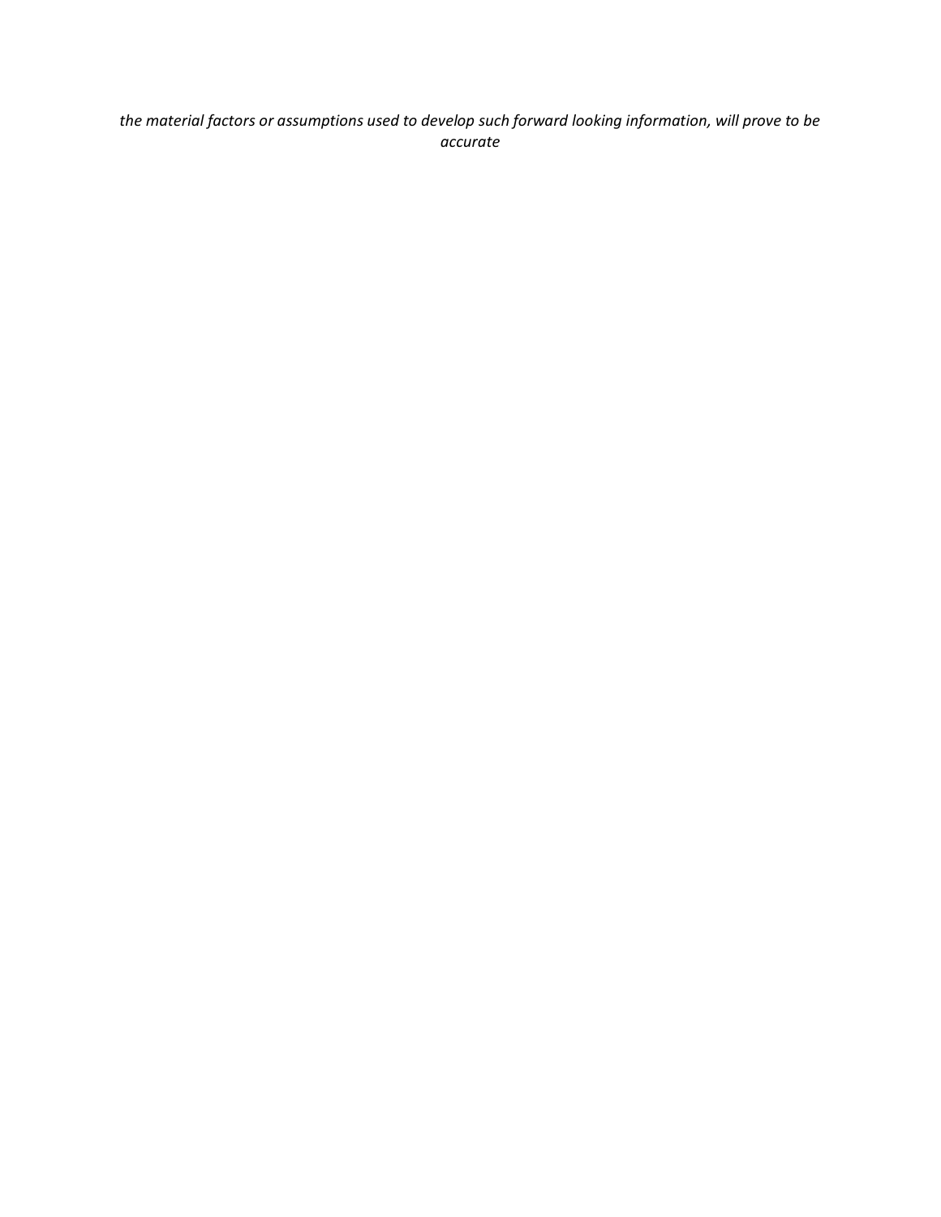*the material factors or assumptions used to develop such forward looking information, will prove to be accurate*